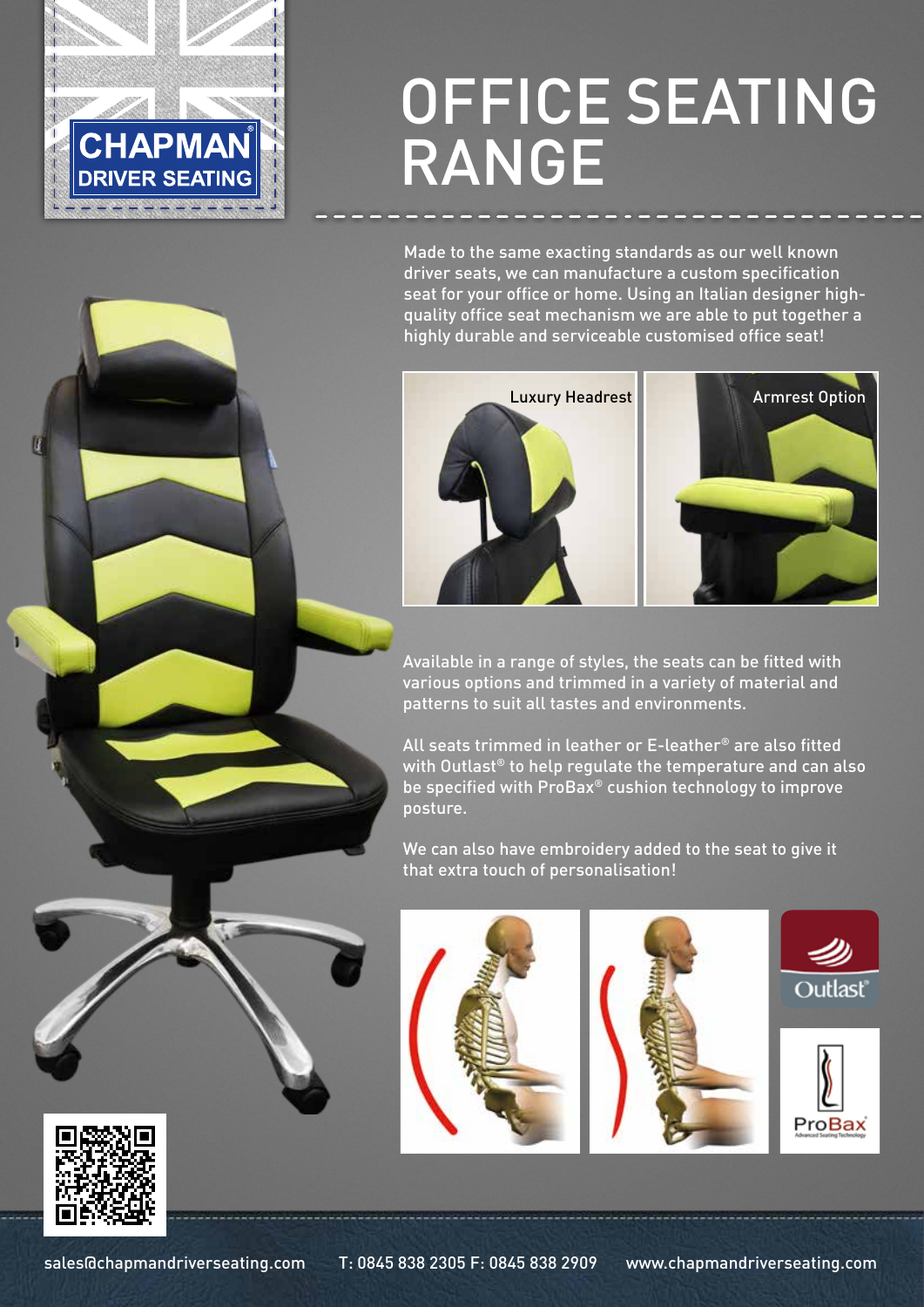CHAPMAN®
DRIVER SEATING

# OFFICE SEATING RANGE

Made to the same exacting standards as our well known driver seats, we can manufacture a custom specification seat for your office or home. Using an Italian designer high-quality office seat mechanism we are able to put together a highly durable and serviceable customised office seat!

Luxury Headrest

Armrest Option

Available in a range of styles, the seats can be fitted with various options and trimmed in a variety of material and patterns to suit all tastes and environments.

All seats trimmed in leather or E-leather® are also fitted with Outlast® to help regulate the temperature and can also be specified with ProBax® cushion technology to improve posture.

We can also have embroidery added to the seat to give it that extra touch of personalisation!

Outlast®

ProBax
Advanced Seating Technology

sales@chapmandriverseating.com T: 0845 838 2305 F: 0845 838 2909 www.chapmandriverseating.com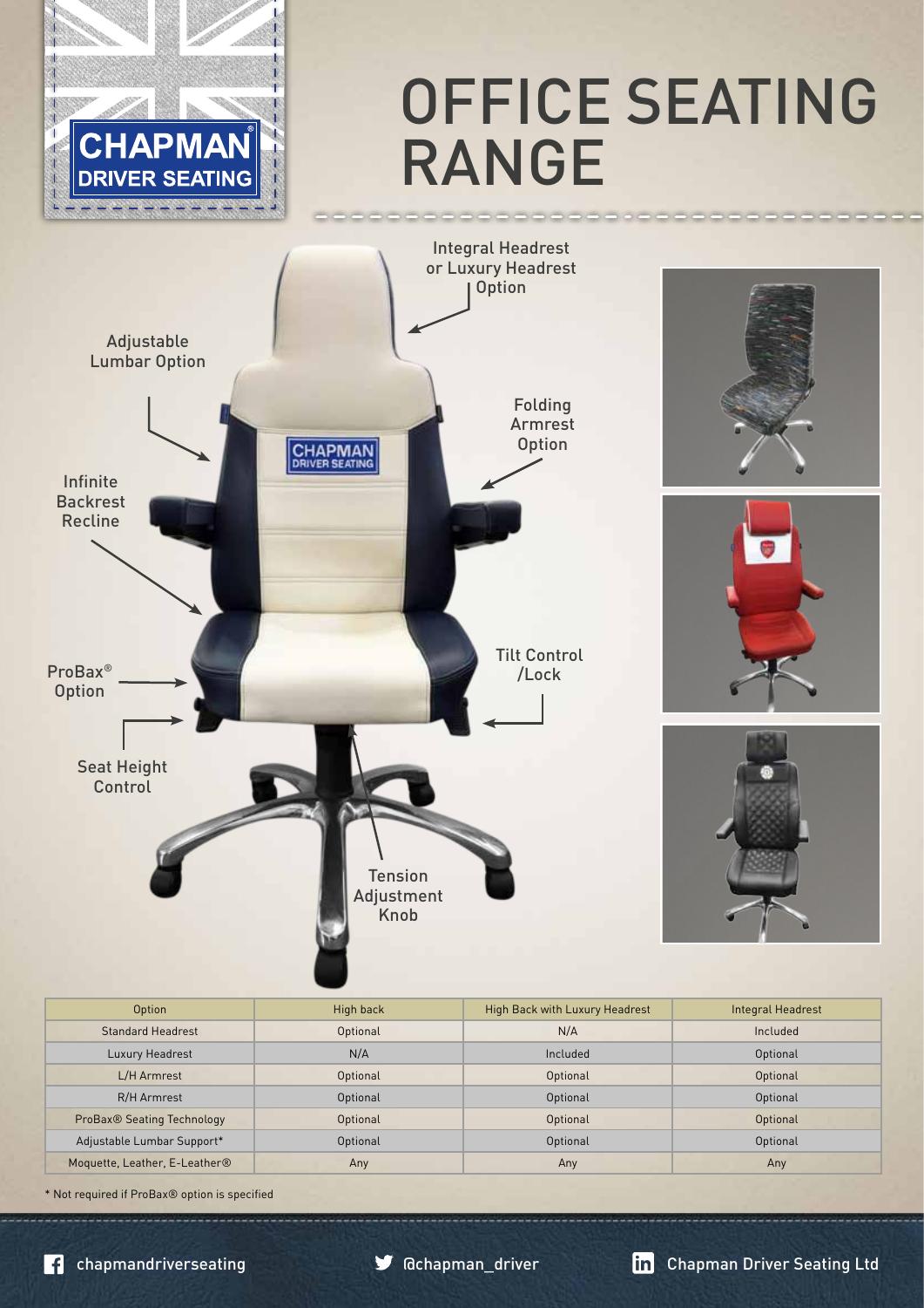# OFFICE SEATING RANGE

Integral Headrest or Luxury Headrest Option

Adjustable Lumbar Option

Folding Armrest Option

Infinite Backrest Recline

Tilt Control /Lock

ProBax® Option

Seat Height Control

Tension Adjustment Knob

| Option | High back | High Back with Luxury Headrest | Integral Headrest |
|---|---|---|---|
| Standard Headrest | Optional | N/A | Included |
| Luxury Headrest | N/A | Included | Optional |
| L/H Armrest | Optional | Optional | Optional |
| R/H Armrest | Optional | Optional | Optional |
| ProBax® Seating Technology | Optional | Optional | Optional |
| Adjustable Lumbar Support* | Optional | Optional | Optional |
| Moquette, Leather, E-Leather® | Any | Any | Any |

* Not required if ProBax® option is specified

chapmandriverseating    @chapman_driver    Chapman Driver Seating Ltd